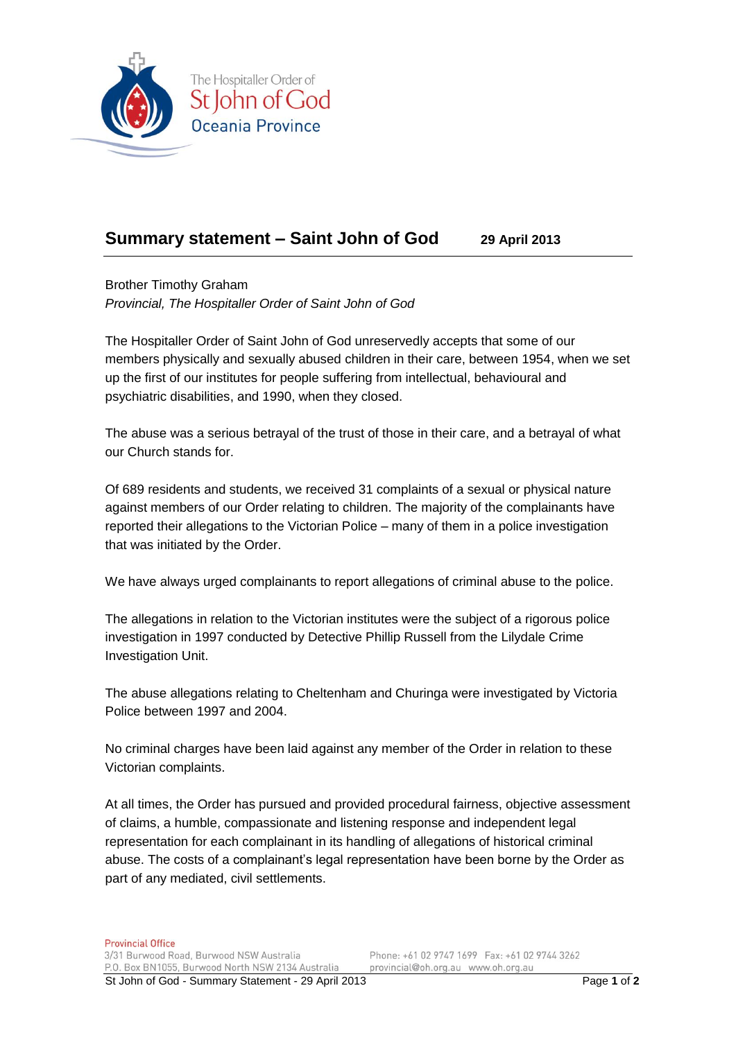The Hospitaller Order of
St John of God
Oceania Province

## Summary statement – Saint John of God **29 April 2013**

Brother Timothy Graham
*Provincial, The Hospitaller Order of Saint John of God*

The Hospitaller Order of Saint John of God unreservedly accepts that some of our members physically and sexually abused children in their care, between 1954, when we set up the first of our institutes for people suffering from intellectual, behavioural and psychiatric disabilities, and 1990, when they closed.

The abuse was a serious betrayal of the trust of those in their care, and a betrayal of what our Church stands for.

Of 689 residents and students, we received 31 complaints of a sexual or physical nature against members of our Order relating to children. The majority of the complainants have reported their allegations to the Victorian Police – many of them in a police investigation that was initiated by the Order.

We have always urged complainants to report allegations of criminal abuse to the police.

The allegations in relation to the Victorian institutes were the subject of a rigorous police investigation in 1997 conducted by Detective Phillip Russell from the Lilydale Crime Investigation Unit.

The abuse allegations relating to Cheltenham and Churinga were investigated by Victoria Police between 1997 and 2004.

No criminal charges have been laid against any member of the Order in relation to these Victorian complaints.

At all times, the Order has pursued and provided procedural fairness, objective assessment of claims, a humble, compassionate and listening response and independent legal representation for each complainant in its handling of allegations of historical criminal abuse. The costs of a complainant's legal representation have been borne by the Order as part of any mediated, civil settlements.

Provincial Office
3/31 Burwood Road, Burwood NSW Australia
P.O. Box BN1055, Burwood North NSW 2134 Australia
Phone: +61 02 9747 1699 Fax: +61 02 9744 3262
provincial@oh.org.au www.oh.org.au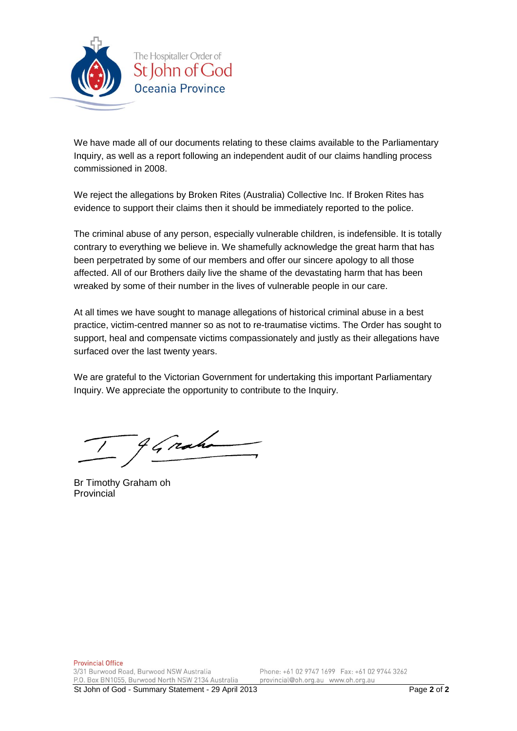We have made all of our documents relating to these claims available to the Parliamentary Inquiry, as well as a report following an independent audit of our claims handling process commissioned in 2008.

We reject the allegations by Broken Rites (Australia) Collective Inc. If Broken Rites has evidence to support their claims then it should be immediately reported to the police.

The criminal abuse of any person, especially vulnerable children, is indefensible. It is totally contrary to everything we believe in. We shamefully acknowledge the great harm that has been perpetrated by some of our members and offer our sincere apology to all those affected. All of our Brothers daily live the shame of the devastating harm that has been wreaked by some of their number in the lives of vulnerable people in our care.

At all times we have sought to manage allegations of historical criminal abuse in a best practice, victim-centred manner so as not to re-traumatise victims. The Order has sought to support, heal and compensate victims compassionately and justly as their allegations have surfaced over the last twenty years.

We are grateful to the Victorian Government for undertaking this important Parliamentary Inquiry. We appreciate the opportunity to contribute to the Inquiry.

Br Timothy Graham oh
Provincial